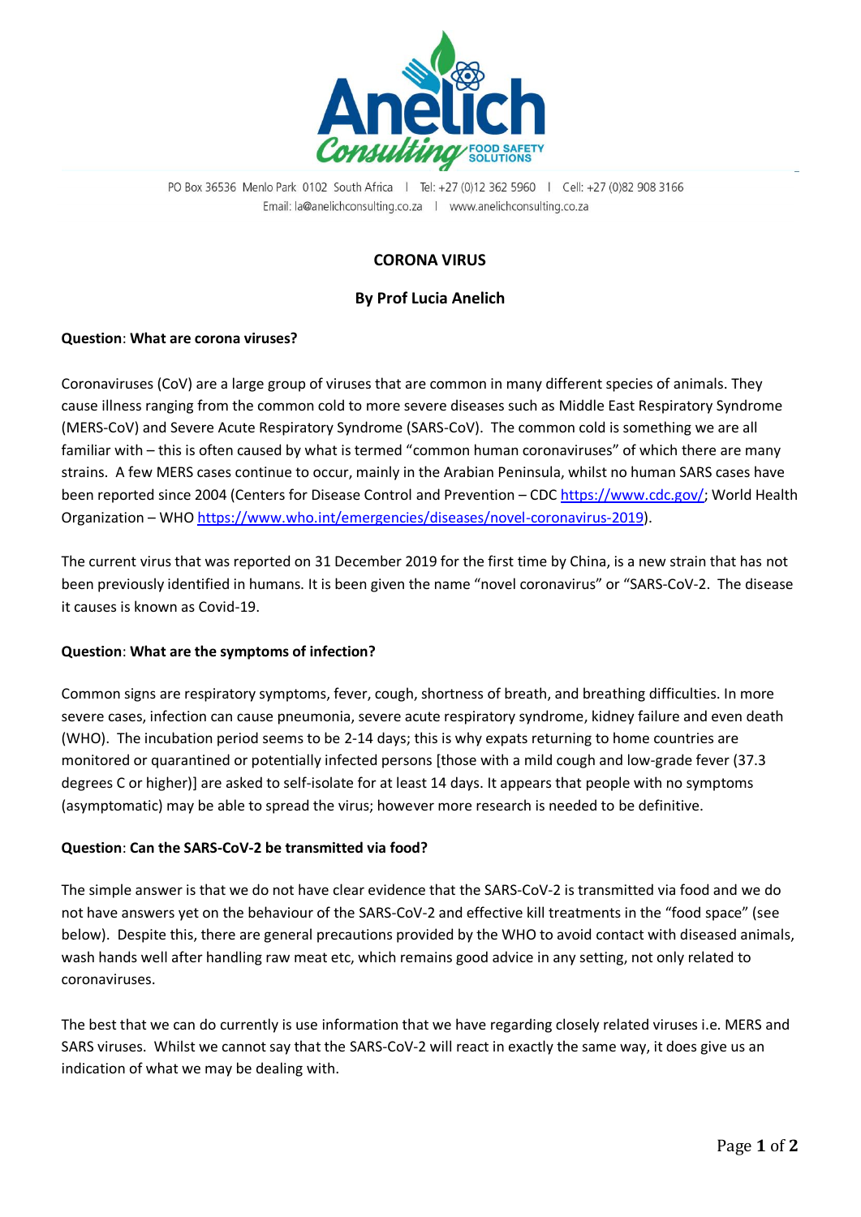PO Box 36536 Menlo Park 0102 South Africa | Tel: +27 (0)12 362 5960 | Cell: +27 (0)82 908 3166
Email: la@anelichconsulting.co.za | www.anelichconsulting.co.za

# CORONA VIRUS

## By Prof Lucia Anelich

**Question**: **What are corona viruses?**

Coronaviruses (CoV) are a large group of viruses that are common in many different species of animals. They cause illness ranging from the common cold to more severe diseases such as Middle East Respiratory Syndrome (MERS-CoV) and Severe Acute Respiratory Syndrome (SARS-CoV). The common cold is something we are all familiar with – this is often caused by what is termed "common human coronaviruses" of which there are many strains. A few MERS cases continue to occur, mainly in the Arabian Peninsula, whilst no human SARS cases have been reported since 2004 (Centers for Disease Control and Prevention – CDC https://www.cdc.gov/; World Health Organization – WHO https://www.who.int/emergencies/diseases/novel-coronavirus-2019).

The current virus that was reported on 31 December 2019 for the first time by China, is a new strain that has not been previously identified in humans. It is been given the name "novel coronavirus" or "SARS-CoV-2. The disease it causes is known as Covid-19.

**Question**: **What are the symptoms of infection?**

Common signs are respiratory symptoms, fever, cough, shortness of breath, and breathing difficulties. In more severe cases, infection can cause pneumonia, severe acute respiratory syndrome, kidney failure and even death (WHO). The incubation period seems to be 2-14 days; this is why expats returning to home countries are monitored or quarantined or potentially infected persons [those with a mild cough and low-grade fever (37.3 degrees C or higher)] are asked to self-isolate for at least 14 days. It appears that people with no symptoms (asymptomatic) may be able to spread the virus; however more research is needed to be definitive.

**Question**: **Can the SARS-CoV-2 be transmitted via food?**

The simple answer is that we do not have clear evidence that the SARS-CoV-2 is transmitted via food and we do not have answers yet on the behaviour of the SARS-CoV-2 and effective kill treatments in the "food space" (see below). Despite this, there are general precautions provided by the WHO to avoid contact with diseased animals, wash hands well after handling raw meat etc, which remains good advice in any setting, not only related to coronaviruses.

The best that we can do currently is use information that we have regarding closely related viruses i.e. MERS and SARS viruses. Whilst we cannot say that the SARS-CoV-2 will react in exactly the same way, it does give us an indication of what we may be dealing with.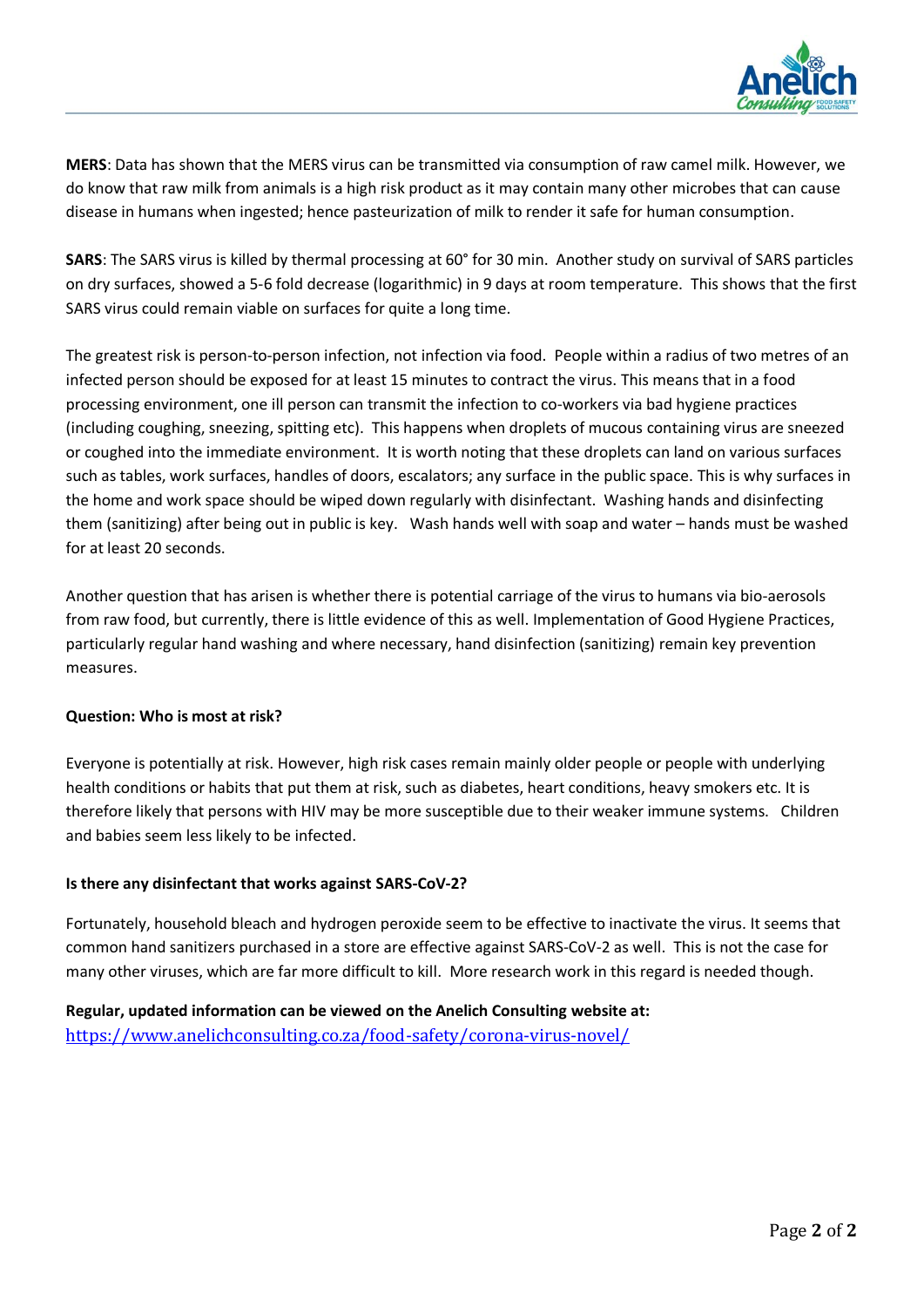**MERS**: Data has shown that the MERS virus can be transmitted via consumption of raw camel milk. However, we do know that raw milk from animals is a high risk product as it may contain many other microbes that can cause disease in humans when ingested; hence pasteurization of milk to render it safe for human consumption.

**SARS**: The SARS virus is killed by thermal processing at 60° for 30 min. Another study on survival of SARS particles on dry surfaces, showed a 5-6 fold decrease (logarithmic) in 9 days at room temperature. This shows that the first SARS virus could remain viable on surfaces for quite a long time.

The greatest risk is person-to-person infection, not infection via food. People within a radius of two metres of an infected person should be exposed for at least 15 minutes to contract the virus. This means that in a food processing environment, one ill person can transmit the infection to co-workers via bad hygiene practices (including coughing, sneezing, spitting etc). This happens when droplets of mucous containing virus are sneezed or coughed into the immediate environment. It is worth noting that these droplets can land on various surfaces such as tables, work surfaces, handles of doors, escalators; any surface in the public space. This is why surfaces in the home and work space should be wiped down regularly with disinfectant. Washing hands and disinfecting them (sanitizing) after being out in public is key. Wash hands well with soap and water – hands must be washed for at least 20 seconds.

Another question that has arisen is whether there is potential carriage of the virus to humans via bio-aerosols from raw food, but currently, there is little evidence of this as well. Implementation of Good Hygiene Practices, particularly regular hand washing and where necessary, hand disinfection (sanitizing) remain key prevention measures.

**Question: Who is most at risk?**

Everyone is potentially at risk. However, high risk cases remain mainly older people or people with underlying health conditions or habits that put them at risk, such as diabetes, heart conditions, heavy smokers etc. It is therefore likely that persons with HIV may be more susceptible due to their weaker immune systems. Children and babies seem less likely to be infected.

**Is there any disinfectant that works against SARS-CoV-2?**

Fortunately, household bleach and hydrogen peroxide seem to be effective to inactivate the virus. It seems that common hand sanitizers purchased in a store are effective against SARS-CoV-2 as well. This is not the case for many other viruses, which are far more difficult to kill. More research work in this regard is needed though.

**Regular, updated information can be viewed on the Anelich Consulting website at:**
https://www.anelichconsulting.co.za/food-safety/corona-virus-novel/